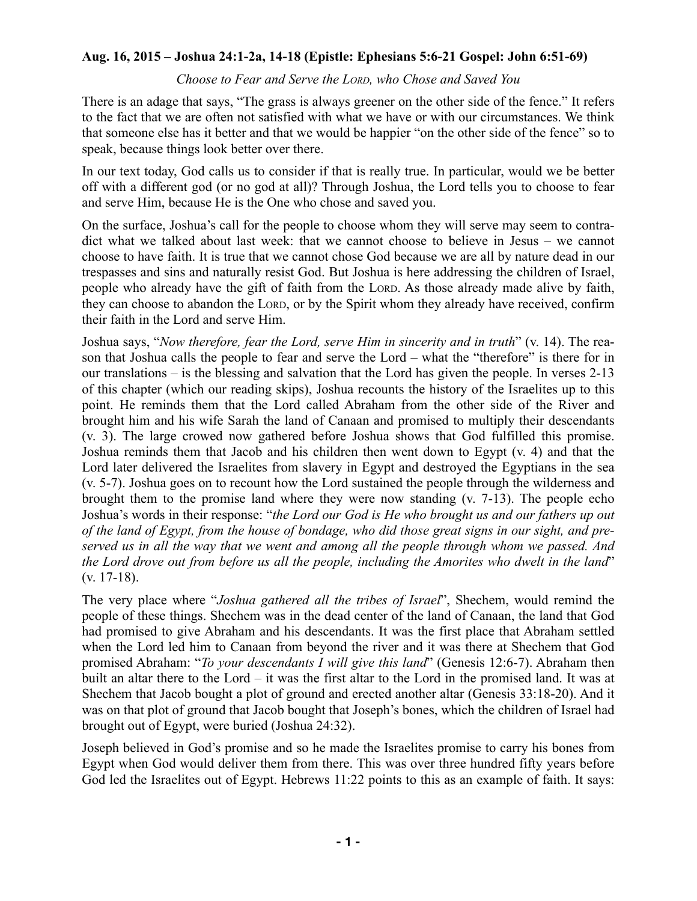**Aug. 16, 2015 – Joshua 24:1-2a, 14-18 (Epistle: Ephesians 5:6-21 Gospel: John 6:51-69)**

*Choose to Fear and Serve the LORD, who Chose and Saved You*

There is an adage that says, "The grass is always greener on the other side of the fence." It refers to the fact that we are often not satisfied with what we have or with our circumstances. We think that someone else has it better and that we would be happier "on the other side of the fence" so to speak, because things look better over there.

In our text today, God calls us to consider if that is really true. In particular, would we be better off with a different god (or no god at all)? Through Joshua, the Lord tells you to choose to fear and serve Him, because He is the One who chose and saved you.

On the surface, Joshua's call for the people to choose whom they will serve may seem to contradict what we talked about last week: that we cannot choose to believe in Jesus – we cannot choose to have faith. It is true that we cannot chose God because we are all by nature dead in our trespasses and sins and naturally resist God. But Joshua is here addressing the children of Israel, people who already have the gift of faith from the LORD. As those already made alive by faith, they can choose to abandon the LORD, or by the Spirit whom they already have received, confirm their faith in the Lord and serve Him.

Joshua says, "*Now therefore, fear the Lord, serve Him in sincerity and in truth*" (v. 14). The reason that Joshua calls the people to fear and serve the Lord – what the "therefore" is there for in our translations – is the blessing and salvation that the Lord has given the people. In verses 2-13 of this chapter (which our reading skips), Joshua recounts the history of the Israelites up to this point. He reminds them that the Lord called Abraham from the other side of the River and brought him and his wife Sarah the land of Canaan and promised to multiply their descendants (v. 3). The large crowed now gathered before Joshua shows that God fulfilled this promise. Joshua reminds them that Jacob and his children then went down to Egypt (v. 4) and that the Lord later delivered the Israelites from slavery in Egypt and destroyed the Egyptians in the sea (v. 5-7). Joshua goes on to recount how the Lord sustained the people through the wilderness and brought them to the promise land where they were now standing (v. 7-13). The people echo Joshua's words in their response: "*the Lord our God is He who brought us and our fathers up out of the land of Egypt, from the house of bondage, who did those great signs in our sight, and preserved us in all the way that we went and among all the people through whom we passed. And the Lord drove out from before us all the people, including the Amorites who dwelt in the land*" (v. 17-18).

The very place where "*Joshua gathered all the tribes of Israel*", Shechem, would remind the people of these things. Shechem was in the dead center of the land of Canaan, the land that God had promised to give Abraham and his descendants. It was the first place that Abraham settled when the Lord led him to Canaan from beyond the river and it was there at Shechem that God promised Abraham: "*To your descendants I will give this land*" (Genesis 12:6-7). Abraham then built an altar there to the Lord – it was the first altar to the Lord in the promised land. It was at Shechem that Jacob bought a plot of ground and erected another altar (Genesis 33:18-20). And it was on that plot of ground that Jacob bought that Joseph's bones, which the children of Israel had brought out of Egypt, were buried (Joshua 24:32).

Joseph believed in God's promise and so he made the Israelites promise to carry his bones from Egypt when God would deliver them from there. This was over three hundred fifty years before God led the Israelites out of Egypt. Hebrews 11:22 points to this as an example of faith. It says: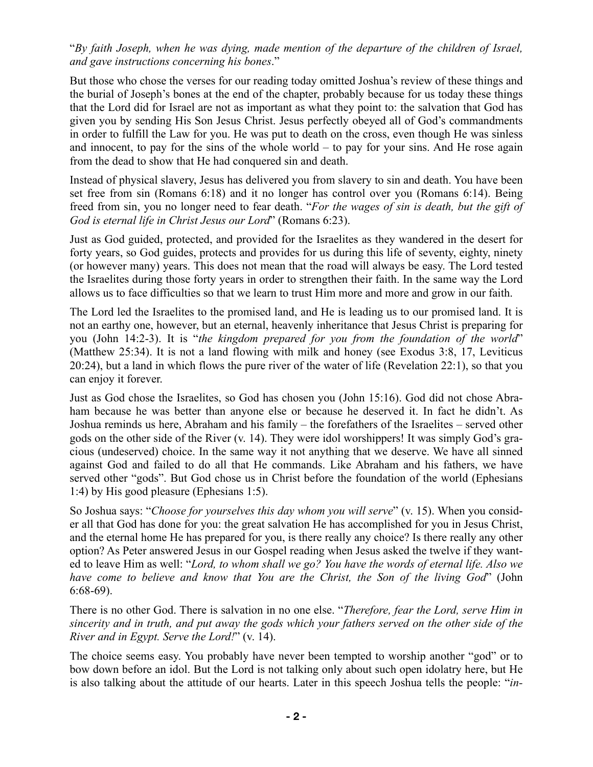"*By faith Joseph, when he was dying, made mention of the departure of the children of Israel, and gave instructions concerning his bones*."

But those who chose the verses for our reading today omitted Joshua's review of these things and the burial of Joseph's bones at the end of the chapter, probably because for us today these things that the Lord did for Israel are not as important as what they point to: the salvation that God has given you by sending His Son Jesus Christ. Jesus perfectly obeyed all of God's commandments in order to fulfill the Law for you. He was put to death on the cross, even though He was sinless and innocent, to pay for the sins of the whole world – to pay for your sins. And He rose again from the dead to show that He had conquered sin and death.

Instead of physical slavery, Jesus has delivered you from slavery to sin and death. You have been set free from sin (Romans 6:18) and it no longer has control over you (Romans 6:14). Being freed from sin, you no longer need to fear death. "*For the wages of sin is death, but the gift of God is eternal life in Christ Jesus our Lord*" (Romans 6:23).

Just as God guided, protected, and provided for the Israelites as they wandered in the desert for forty years, so God guides, protects and provides for us during this life of seventy, eighty, ninety (or however many) years. This does not mean that the road will always be easy. The Lord tested the Israelites during those forty years in order to strengthen their faith. In the same way the Lord allows us to face difficulties so that we learn to trust Him more and more and grow in our faith.

The Lord led the Israelites to the promised land, and He is leading us to our promised land. It is not an earthy one, however, but an eternal, heavenly inheritance that Jesus Christ is preparing for you (John 14:2-3). It is "*the kingdom prepared for you from the foundation of the world*" (Matthew 25:34). It is not a land flowing with milk and honey (see Exodus 3:8, 17, Leviticus 20:24), but a land in which flows the pure river of the water of life (Revelation 22:1), so that you can enjoy it forever.

Just as God chose the Israelites, so God has chosen you (John 15:16). God did not chose Abraham because he was better than anyone else or because he deserved it. In fact he didn't. As Joshua reminds us here, Abraham and his family – the forefathers of the Israelites – served other gods on the other side of the River (v. 14). They were idol worshippers! It was simply God's gracious (undeserved) choice. In the same way it not anything that we deserve. We have all sinned against God and failed to do all that He commands. Like Abraham and his fathers, we have served other "gods". But God chose us in Christ before the foundation of the world (Ephesians 1:4) by His good pleasure (Ephesians 1:5).

So Joshua says: "*Choose for yourselves this day whom you will serve*" (v. 15). When you consider all that God has done for you: the great salvation He has accomplished for you in Jesus Christ, and the eternal home He has prepared for you, is there really any choice? Is there really any other option? As Peter answered Jesus in our Gospel reading when Jesus asked the twelve if they wanted to leave Him as well: "*Lord, to whom shall we go? You have the words of eternal life. Also we have come to believe and know that You are the Christ, the Son of the living God*" (John 6:68-69).

There is no other God. There is salvation in no one else. "*Therefore, fear the Lord, serve Him in sincerity and in truth, and put away the gods which your fathers served on the other side of the River and in Egypt. Serve the Lord!*" (v. 14).

The choice seems easy. You probably have never been tempted to worship another "god" or to bow down before an idol. But the Lord is not talking only about such open idolatry here, but He is also talking about the attitude of our hearts. Later in this speech Joshua tells the people: "*in-*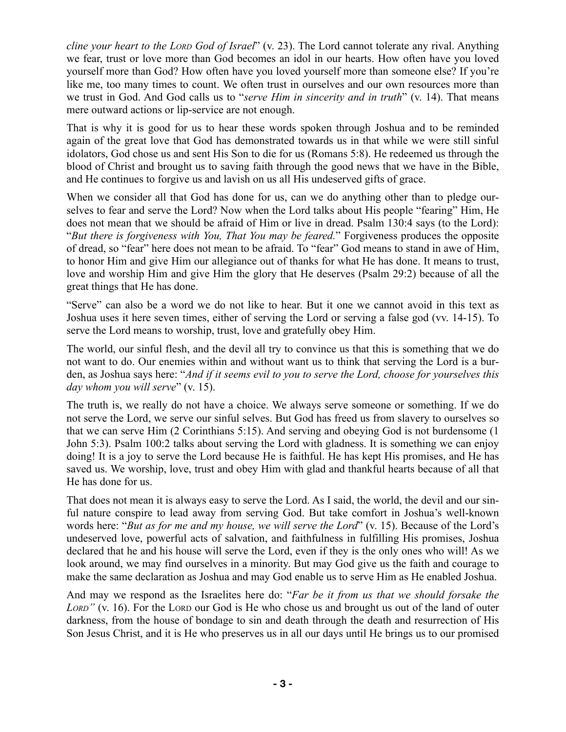*cline your heart to the LORD God of Israel*" (v. 23). The Lord cannot tolerate any rival. Anything we fear, trust or love more than God becomes an idol in our hearts. How often have you loved yourself more than God? How often have you loved yourself more than someone else? If you're like me, too many times to count. We often trust in ourselves and our own resources more than we trust in God. And God calls us to "*serve Him in sincerity and in truth*" (v. 14). That means mere outward actions or lip-service are not enough.

That is why it is good for us to hear these words spoken through Joshua and to be reminded again of the great love that God has demonstrated towards us in that while we were still sinful idolators, God chose us and sent His Son to die for us (Romans 5:8). He redeemed us through the blood of Christ and brought us to saving faith through the good news that we have in the Bible, and He continues to forgive us and lavish on us all His undeserved gifts of grace.

When we consider all that God has done for us, can we do anything other than to pledge ourselves to fear and serve the Lord? Now when the Lord talks about His people "fearing" Him, He does not mean that we should be afraid of Him or live in dread. Psalm 130:4 says (to the Lord): "*But there is forgiveness with You, That You may be feared.*" Forgiveness produces the opposite of dread, so "fear" here does not mean to be afraid. To "fear" God means to stand in awe of Him, to honor Him and give Him our allegiance out of thanks for what He has done. It means to trust, love and worship Him and give Him the glory that He deserves (Psalm 29:2) because of all the great things that He has done.

"Serve" can also be a word we do not like to hear. But it one we cannot avoid in this text as Joshua uses it here seven times, either of serving the Lord or serving a false god (vv. 14-15). To serve the Lord means to worship, trust, love and gratefully obey Him.

The world, our sinful flesh, and the devil all try to convince us that this is something that we do not want to do. Our enemies within and without want us to think that serving the Lord is a burden, as Joshua says here: "*And if it seems evil to you to serve the Lord, choose for yourselves this day whom you will serve*" (v. 15).

The truth is, we really do not have a choice. We always serve someone or something. If we do not serve the Lord, we serve our sinful selves. But God has freed us from slavery to ourselves so that we can serve Him (2 Corinthians 5:15). And serving and obeying God is not burdensome (1 John 5:3). Psalm 100:2 talks about serving the Lord with gladness. It is something we can enjoy doing! It is a joy to serve the Lord because He is faithful. He has kept His promises, and He has saved us. We worship, love, trust and obey Him with glad and thankful hearts because of all that He has done for us.

That does not mean it is always easy to serve the Lord. As I said, the world, the devil and our sinful nature conspire to lead away from serving God. But take comfort in Joshua's well-known words here: "*But as for me and my house, we will serve the Lord*" (v. 15). Because of the Lord's undeserved love, powerful acts of salvation, and faithfulness in fulfilling His promises, Joshua declared that he and his house will serve the Lord, even if they is the only ones who will! As we look around, we may find ourselves in a minority. But may God give us the faith and courage to make the same declaration as Joshua and may God enable us to serve Him as He enabled Joshua.

And may we respond as the Israelites here do: "*Far be it from us that we should forsake the LORD"* (v. 16). For the LORD our God is He who chose us and brought us out of the land of outer darkness, from the house of bondage to sin and death through the death and resurrection of His Son Jesus Christ, and it is He who preserves us in all our days until He brings us to our promised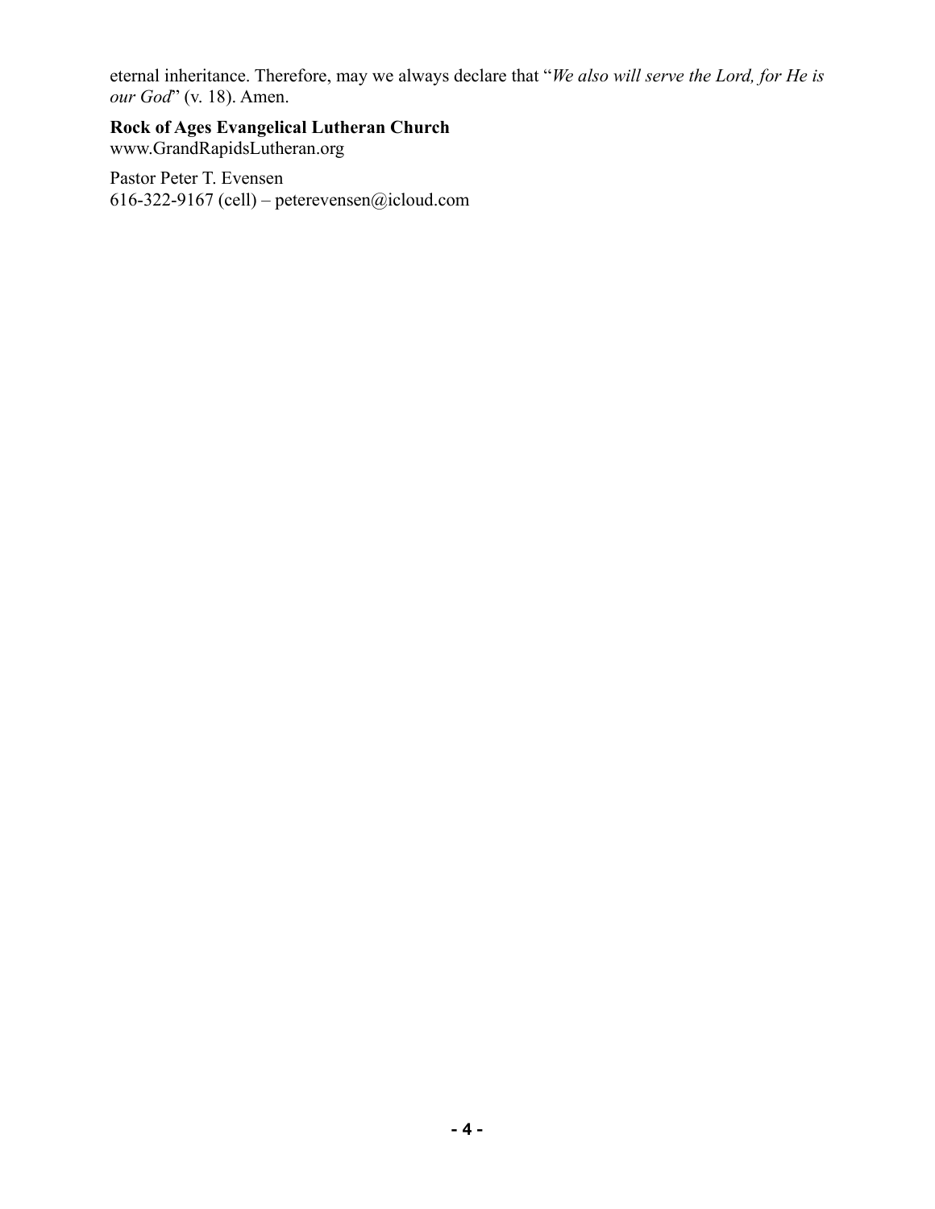eternal inheritance. Therefore, may we always declare that "*We also will serve the Lord, for He is our God*" (v. 18). Amen.

**Rock of Ages Evangelical Lutheran Church**
www.GrandRapidsLutheran.org

Pastor Peter T. Evensen
616-322-9167 (cell) – peterevensen@icloud.com